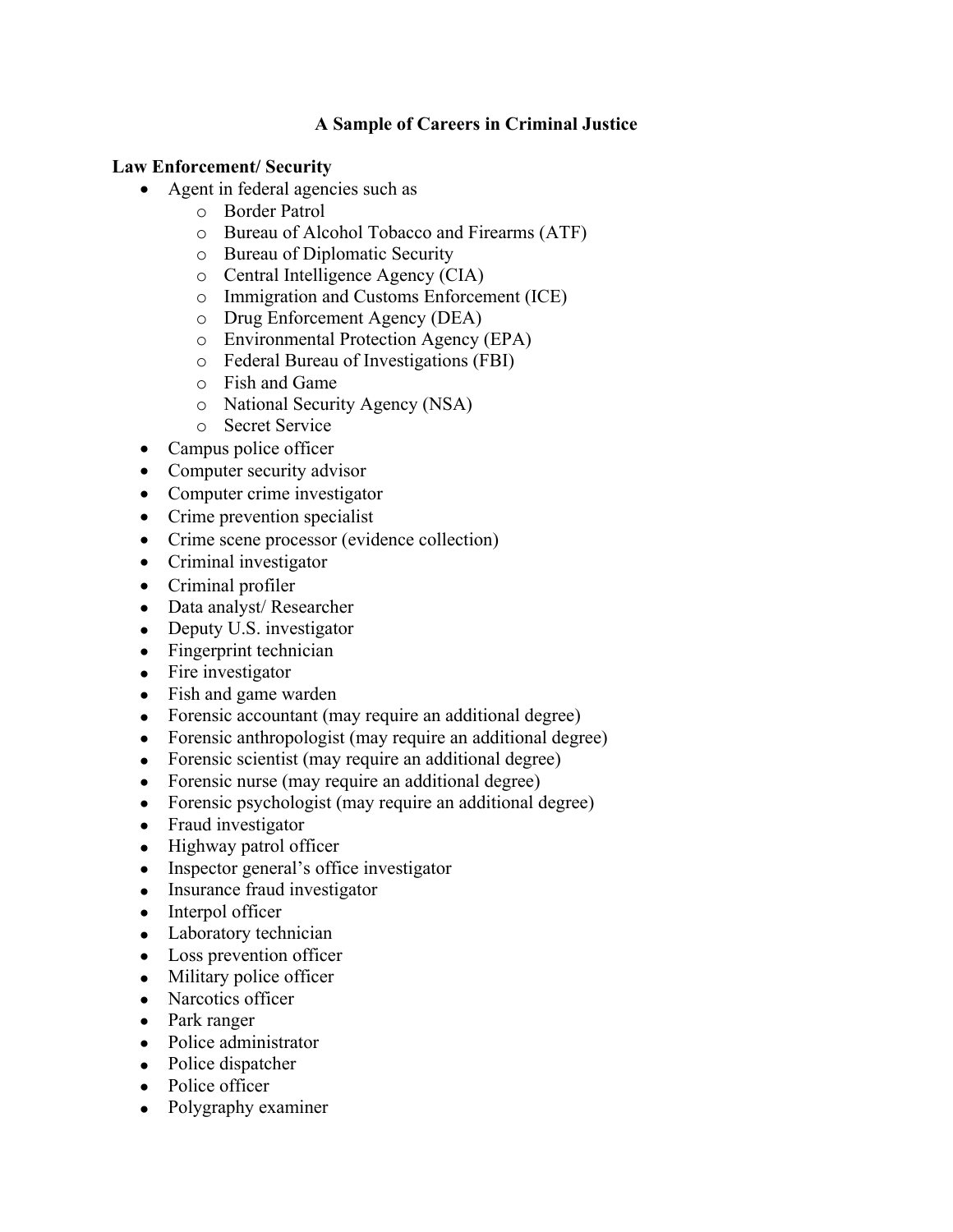# A Sample of Careers in Criminal Justice

**Law Enforcement/ Security**

- Agent in federal agencies such as
    - Border Patrol
    - Bureau of Alcohol Tobacco and Firearms (ATF)
    - Bureau of Diplomatic Security
    - Central Intelligence Agency (CIA)
    - Immigration and Customs Enforcement (ICE)
    - Drug Enforcement Agency (DEA)
    - Environmental Protection Agency (EPA)
    - Federal Bureau of Investigations (FBI)
    - Fish and Game
    - National Security Agency (NSA)
    - Secret Service
- Campus police officer
- Computer security advisor
- Computer crime investigator
- Crime prevention specialist
- Crime scene processor (evidence collection)
- Criminal investigator
- Criminal profiler
- Data analyst/ Researcher
- Deputy U.S. investigator
- Fingerprint technician
- Fire investigator
- Fish and game warden
- Forensic accountant (may require an additional degree)
- Forensic anthropologist (may require an additional degree)
- Forensic scientist (may require an additional degree)
- Forensic nurse (may require an additional degree)
- Forensic psychologist (may require an additional degree)
- Fraud investigator
- Highway patrol officer
- Inspector general's office investigator
- Insurance fraud investigator
- Interpol officer
- Laboratory technician
- Loss prevention officer
- Military police officer
- Narcotics officer
- Park ranger
- Police administrator
- Police dispatcher
- Police officer
- Polygraphy examiner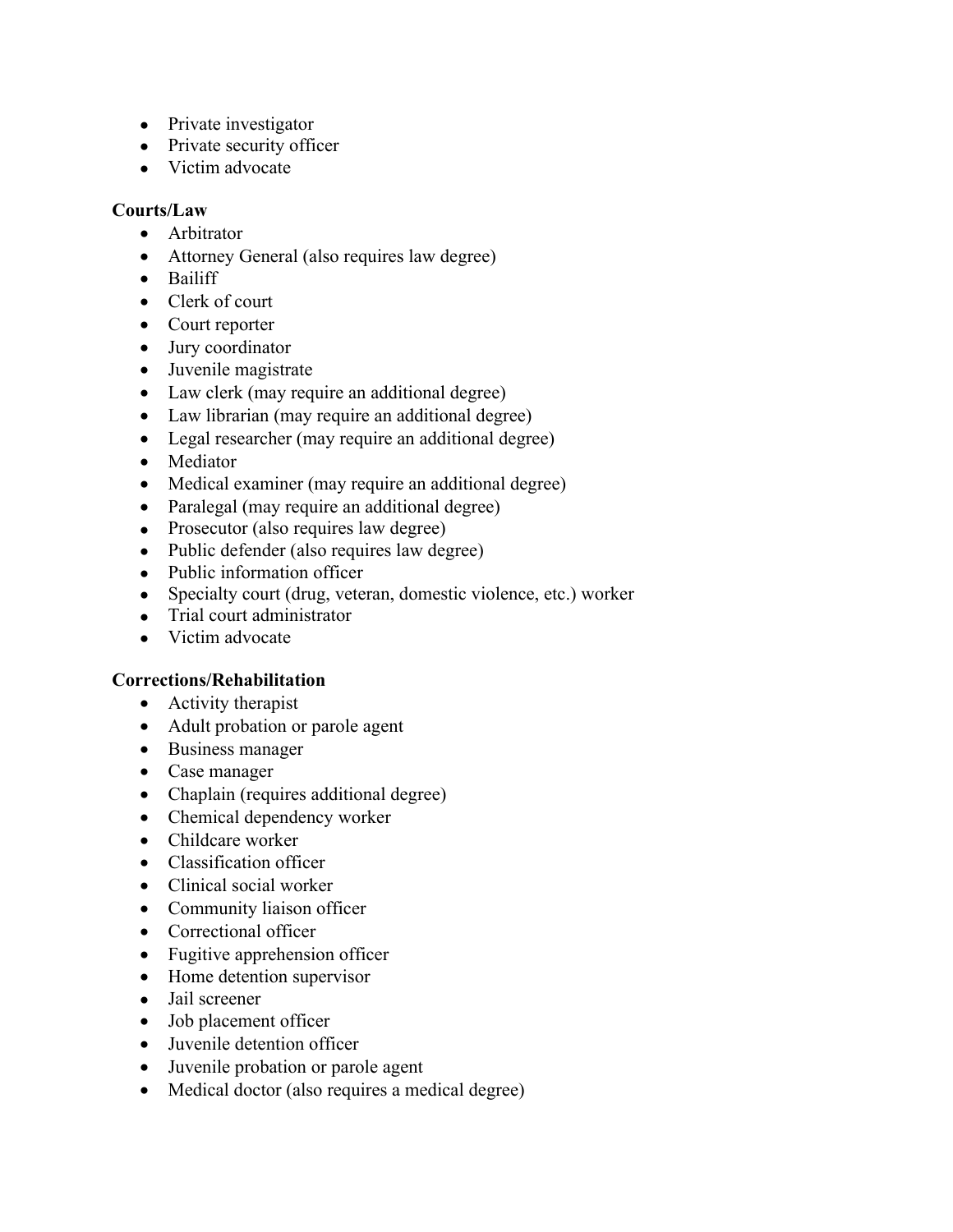- Private investigator
- Private security officer
- Victim advocate

**Courts/Law**

- Arbitrator
- Attorney General (also requires law degree)
- Bailiff
- Clerk of court
- Court reporter
- Jury coordinator
- Juvenile magistrate
- Law clerk (may require an additional degree)
- Law librarian (may require an additional degree)
- Legal researcher (may require an additional degree)
- Mediator
- Medical examiner (may require an additional degree)
- Paralegal (may require an additional degree)
- Prosecutor (also requires law degree)
- Public defender (also requires law degree)
- Public information officer
- Specialty court (drug, veteran, domestic violence, etc.) worker
- Trial court administrator
- Victim advocate

**Corrections/Rehabilitation**

- Activity therapist
- Adult probation or parole agent
- Business manager
- Case manager
- Chaplain (requires additional degree)
- Chemical dependency worker
- Childcare worker
- Classification officer
- Clinical social worker
- Community liaison officer
- Correctional officer
- Fugitive apprehension officer
- Home detention supervisor
- Jail screener
- Job placement officer
- Juvenile detention officer
- Juvenile probation or parole agent
- Medical doctor (also requires a medical degree)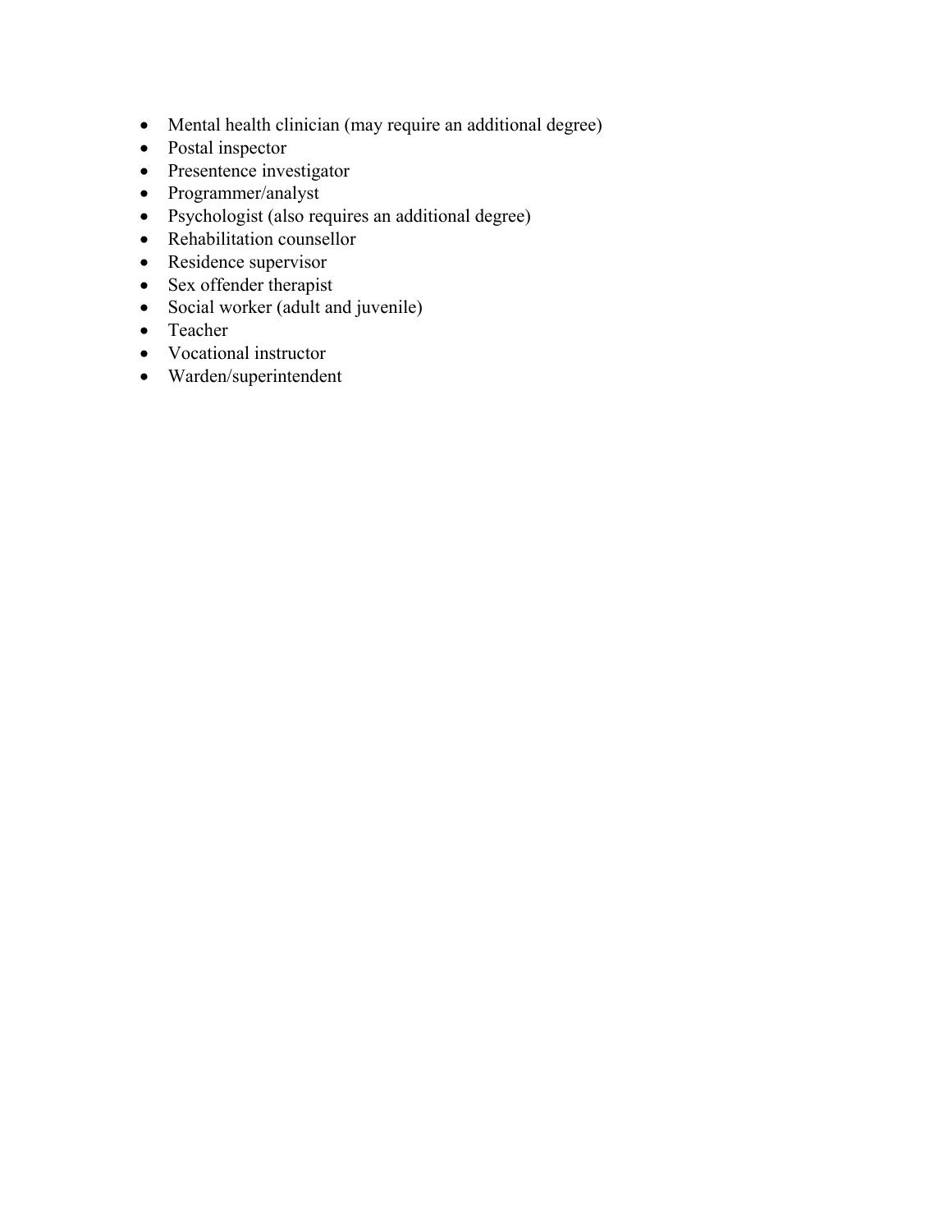- Mental health clinician (may require an additional degree)
- Postal inspector
- Presentence investigator
- Programmer/analyst
- Psychologist (also requires an additional degree)
- Rehabilitation counsellor
- Residence supervisor
- Sex offender therapist
- Social worker (adult and juvenile)
- Teacher
- Vocational instructor
- Warden/superintendent